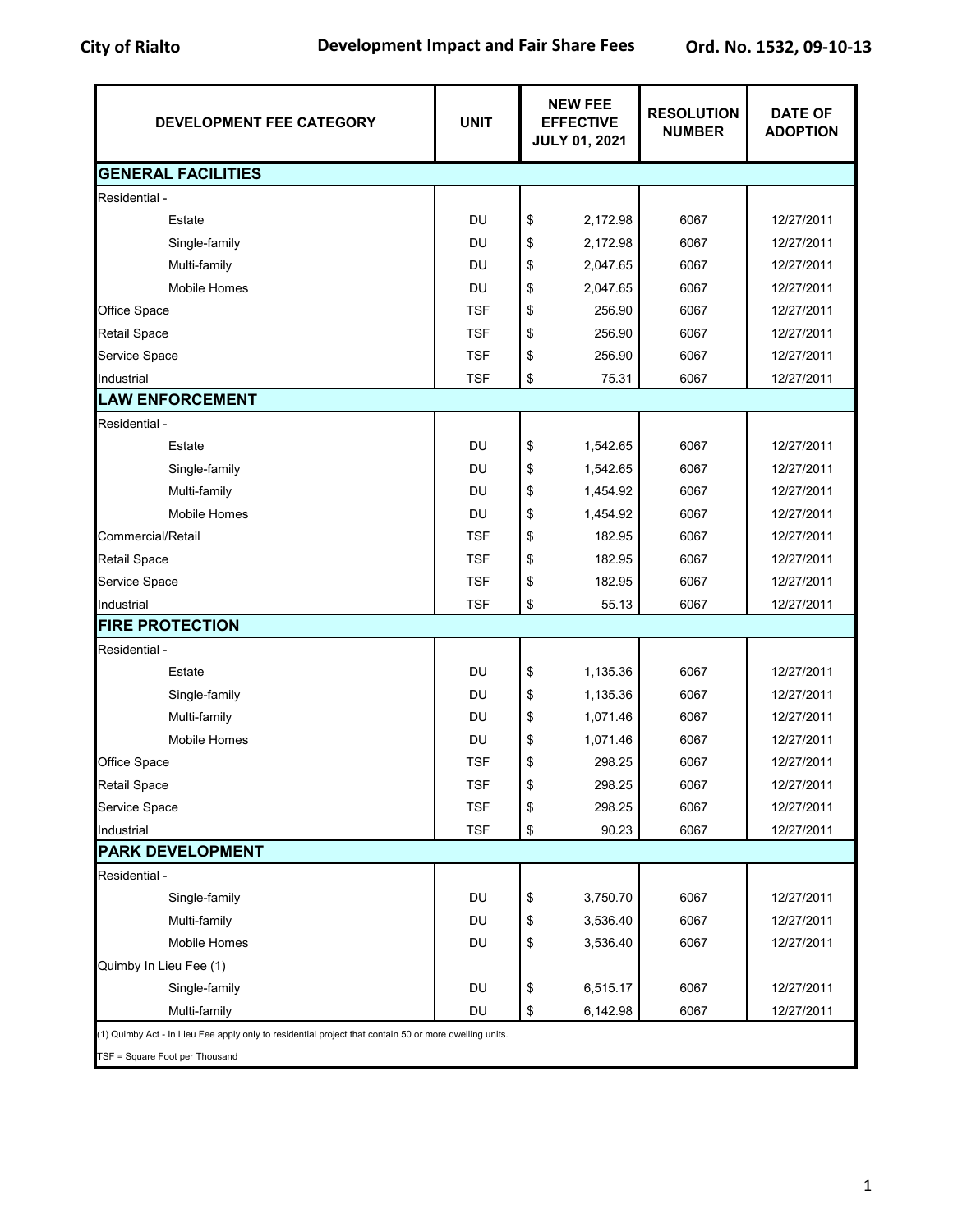City of Rialto | Development Impact and Fair Share Fees | Ord. No. 1532, 09-10-13

| DEVELOPMENT FEE CATEGORY | UNIT | NEW FEE EFFECTIVE JULY 01, 2021 | RESOLUTION NUMBER | DATE OF ADOPTION |
|---|---|---|---|---|
| **GENERAL FACILITIES** | | | | |
| Residential - | | | | |
| Estate | DU | $ 2,172.98 | 6067 | 12/27/2011 |
| Single-family | DU | $ 2,172.98 | 6067 | 12/27/2011 |
| Multi-family | DU | $ 2,047.65 | 6067 | 12/27/2011 |
| Mobile Homes | DU | $ 2,047.65 | 6067 | 12/27/2011 |
| Office Space | TSF | $ 256.90 | 6067 | 12/27/2011 |
| Retail Space | TSF | $ 256.90 | 6067 | 12/27/2011 |
| Service Space | TSF | $ 256.90 | 6067 | 12/27/2011 |
| Industrial | TSF | $ 75.31 | 6067 | 12/27/2011 |
| **LAW ENFORCEMENT** | | | | |
| Residential - | | | | |
| Estate | DU | $ 1,542.65 | 6067 | 12/27/2011 |
| Single-family | DU | $ 1,542.65 | 6067 | 12/27/2011 |
| Multi-family | DU | $ 1,454.92 | 6067 | 12/27/2011 |
| Mobile Homes | DU | $ 1,454.92 | 6067 | 12/27/2011 |
| Commercial/Retail | TSF | $ 182.95 | 6067 | 12/27/2011 |
| Retail Space | TSF | $ 182.95 | 6067 | 12/27/2011 |
| Service Space | TSF | $ 182.95 | 6067 | 12/27/2011 |
| Industrial | TSF | $ 55.13 | 6067 | 12/27/2011 |
| **FIRE PROTECTION** | | | | |
| Residential - | | | | |
| Estate | DU | $ 1,135.36 | 6067 | 12/27/2011 |
| Single-family | DU | $ 1,135.36 | 6067 | 12/27/2011 |
| Multi-family | DU | $ 1,071.46 | 6067 | 12/27/2011 |
| Mobile Homes | DU | $ 1,071.46 | 6067 | 12/27/2011 |
| Office Space | TSF | $ 298.25 | 6067 | 12/27/2011 |
| Retail Space | TSF | $ 298.25 | 6067 | 12/27/2011 |
| Service Space | TSF | $ 298.25 | 6067 | 12/27/2011 |
| Industrial | TSF | $ 90.23 | 6067 | 12/27/2011 |
| **PARK DEVELOPMENT** | | | | |
| Residential - | | | | |
| Single-family | DU | $ 3,750.70 | 6067 | 12/27/2011 |
| Multi-family | DU | $ 3,536.40 | 6067 | 12/27/2011 |
| Mobile Homes | DU | $ 3,536.40 | 6067 | 12/27/2011 |
| Quimby In Lieu Fee (1) | | | | |
| Single-family | DU | $ 6,515.17 | 6067 | 12/27/2011 |
| Multi-family | DU | $ 6,142.98 | 6067 | 12/27/2011 |

(1) Quimby Act - In Lieu Fee apply only to residential project that contain 50 or more dwelling units.

TSF = Square Foot per Thousand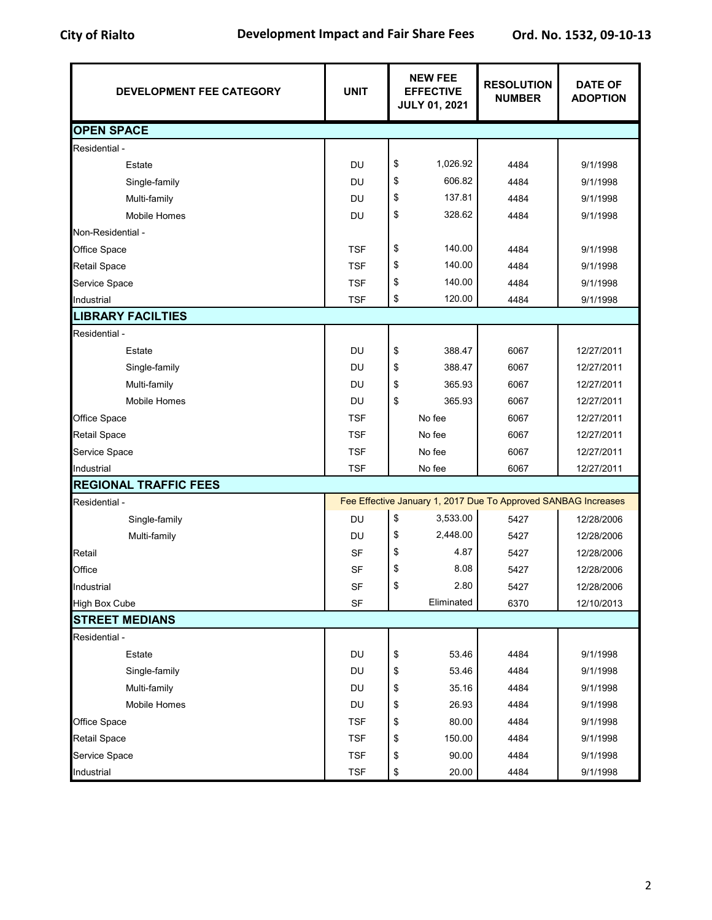| DEVELOPMENT FEE CATEGORY | UNIT | NEW FEE EFFECTIVE JULY 01, 2021 | RESOLUTION NUMBER | DATE OF ADOPTION |
|---|---|---|---|---|
| **OPEN SPACE** | | | | |
| Residential - | | | | |
| Estate | DU | $ 1,026.92 | 4484 | 9/1/1998 |
| Single-family | DU | $ 606.82 | 4484 | 9/1/1998 |
| Multi-family | DU | $ 137.81 | 4484 | 9/1/1998 |
| Mobile Homes | DU | $ 328.62 | 4484 | 9/1/1998 |
| Non-Residential - | | | | |
| Office Space | TSF | $ 140.00 | 4484 | 9/1/1998 |
| Retail Space | TSF | $ 140.00 | 4484 | 9/1/1998 |
| Service Space | TSF | $ 140.00 | 4484 | 9/1/1998 |
| Industrial | TSF | $ 120.00 | 4484 | 9/1/1998 |
| **LIBRARY FACILTIES** | | | | |
| Residential - | | | | |
| Estate | DU | $ 388.47 | 6067 | 12/27/2011 |
| Single-family | DU | $ 388.47 | 6067 | 12/27/2011 |
| Multi-family | DU | $ 365.93 | 6067 | 12/27/2011 |
| Mobile Homes | DU | $ 365.93 | 6067 | 12/27/2011 |
| Office Space | TSF | No fee | 6067 | 12/27/2011 |
| Retail Space | TSF | No fee | 6067 | 12/27/2011 |
| Service Space | TSF | No fee | 6067 | 12/27/2011 |
| Industrial | TSF | No fee | 6067 | 12/27/2011 |
| **REGIONAL TRAFFIC FEES** | | | | |
| Residential - | Fee Effective January 1, 2017 Due To Approved SANBAG Increases | | | |
| Single-family | DU | $ 3,533.00 | 5427 | 12/28/2006 |
| Multi-family | DU | $ 2,448.00 | 5427 | 12/28/2006 |
| Retail | SF | $ 4.87 | 5427 | 12/28/2006 |
| Office | SF | $ 8.08 | 5427 | 12/28/2006 |
| Industrial | SF | $ 2.80 | 5427 | 12/28/2006 |
| High Box Cube | SF | Eliminated | 6370 | 12/10/2013 |
| **STREET MEDIANS** | | | | |
| Residential - | | | | |
| Estate | DU | $ 53.46 | 4484 | 9/1/1998 |
| Single-family | DU | $ 53.46 | 4484 | 9/1/1998 |
| Multi-family | DU | $ 35.16 | 4484 | 9/1/1998 |
| Mobile Homes | DU | $ 26.93 | 4484 | 9/1/1998 |
| Office Space | TSF | $ 80.00 | 4484 | 9/1/1998 |
| Retail Space | TSF | $ 150.00 | 4484 | 9/1/1998 |
| Service Space | TSF | $ 90.00 | 4484 | 9/1/1998 |
| Industrial | TSF | $ 20.00 | 4484 | 9/1/1998 |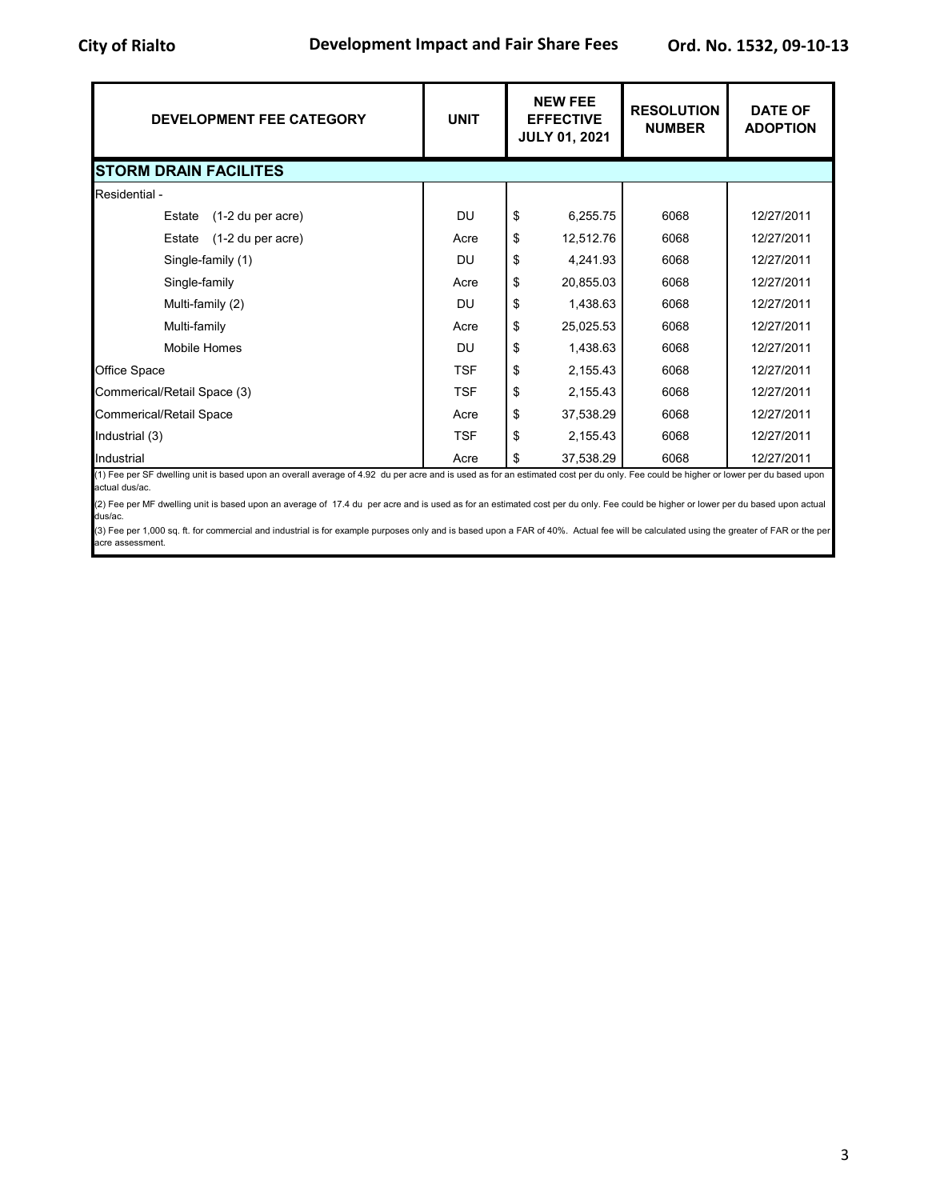| DEVELOPMENT FEE CATEGORY | UNIT | NEW FEE EFFECTIVE JULY 01, 2021 | RESOLUTION NUMBER | DATE OF ADOPTION |
|---|---|---|---|---|
| **STORM DRAIN FACILITES** | | | | |
| Residential - | | | | |
| Estate (1-2 du per acre) | DU | $ 6,255.75 | 6068 | 12/27/2011 |
| Estate (1-2 du per acre) | Acre | $ 12,512.76 | 6068 | 12/27/2011 |
| Single-family (1) | DU | $ 4,241.93 | 6068 | 12/27/2011 |
| Single-family | Acre | $ 20,855.03 | 6068 | 12/27/2011 |
| Multi-family (2) | DU | $ 1,438.63 | 6068 | 12/27/2011 |
| Multi-family | Acre | $ 25,025.53 | 6068 | 12/27/2011 |
| Mobile Homes | DU | $ 1,438.63 | 6068 | 12/27/2011 |
| Office Space | TSF | $ 2,155.43 | 6068 | 12/27/2011 |
| Commerical/Retail Space (3) | TSF | $ 2,155.43 | 6068 | 12/27/2011 |
| Commerical/Retail Space | Acre | $ 37,538.29 | 6068 | 12/27/2011 |
| Industrial (3) | TSF | $ 2,155.43 | 6068 | 12/27/2011 |
| Industrial | Acre | $ 37,538.29 | 6068 | 12/27/2011 |

(1) Fee per SF dwelling unit is based upon an overall average of 4.92 du per acre and is used as for an estimated cost per du only. Fee could be higher or lower per du based upon actual dus/ac.

(2) Fee per MF dwelling unit is based upon an average of 17.4 du per acre and is used as for an estimated cost per du only. Fee could be higher or lower per du based upon actual dus/ac.

(3) Fee per 1,000 sq. ft. for commercial and industrial is for example purposes only and is based upon a FAR of 40%. Actual fee will be calculated using the greater of FAR or the per acre assessment.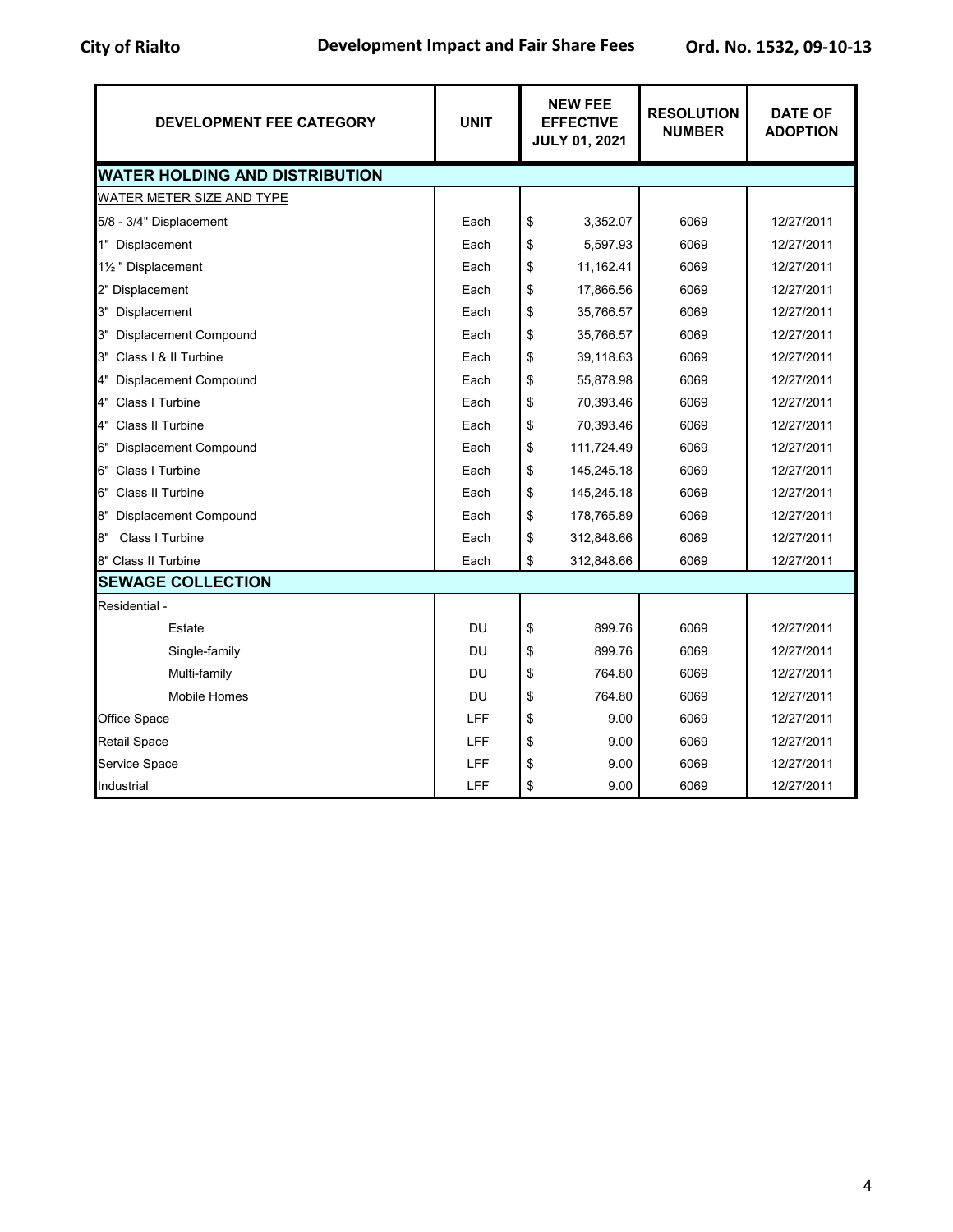| DEVELOPMENT FEE CATEGORY | UNIT | NEW FEE EFFECTIVE JULY 01, 2021 | RESOLUTION NUMBER | DATE OF ADOPTION |
|---|---|---|---|---|
| **WATER HOLDING AND DISTRIBUTION** | | | | |
| WATER METER SIZE AND TYPE | | | | |
| 5/8 - 3/4" Displacement | Each | $ 3,352.07 | 6069 | 12/27/2011 |
| 1" Displacement | Each | $ 5,597.93 | 6069 | 12/27/2011 |
| 1½ " Displacement | Each | $ 11,162.41 | 6069 | 12/27/2011 |
| 2" Displacement | Each | $ 17,866.56 | 6069 | 12/27/2011 |
| 3" Displacement | Each | $ 35,766.57 | 6069 | 12/27/2011 |
| 3" Displacement Compound | Each | $ 35,766.57 | 6069 | 12/27/2011 |
| 3" Class I & II Turbine | Each | $ 39,118.63 | 6069 | 12/27/2011 |
| 4" Displacement Compound | Each | $ 55,878.98 | 6069 | 12/27/2011 |
| 4" Class I Turbine | Each | $ 70,393.46 | 6069 | 12/27/2011 |
| 4" Class II Turbine | Each | $ 70,393.46 | 6069 | 12/27/2011 |
| 6" Displacement Compound | Each | $ 111,724.49 | 6069 | 12/27/2011 |
| 6" Class I Turbine | Each | $ 145,245.18 | 6069 | 12/27/2011 |
| 6" Class II Turbine | Each | $ 145,245.18 | 6069 | 12/27/2011 |
| 8" Displacement Compound | Each | $ 178,765.89 | 6069 | 12/27/2011 |
| 8" Class I Turbine | Each | $ 312,848.66 | 6069 | 12/27/2011 |
| 8" Class II Turbine | Each | $ 312,848.66 | 6069 | 12/27/2011 |
| **SEWAGE COLLECTION** | | | | |
| Residential - | | | | |
| Estate | DU | $ 899.76 | 6069 | 12/27/2011 |
| Single-family | DU | $ 899.76 | 6069 | 12/27/2011 |
| Multi-family | DU | $ 764.80 | 6069 | 12/27/2011 |
| Mobile Homes | DU | $ 764.80 | 6069 | 12/27/2011 |
| Office Space | LFF | $ 9.00 | 6069 | 12/27/2011 |
| Retail Space | LFF | $ 9.00 | 6069 | 12/27/2011 |
| Service Space | LFF | $ 9.00 | 6069 | 12/27/2011 |
| Industrial | LFF | $ 9.00 | 6069 | 12/27/2011 |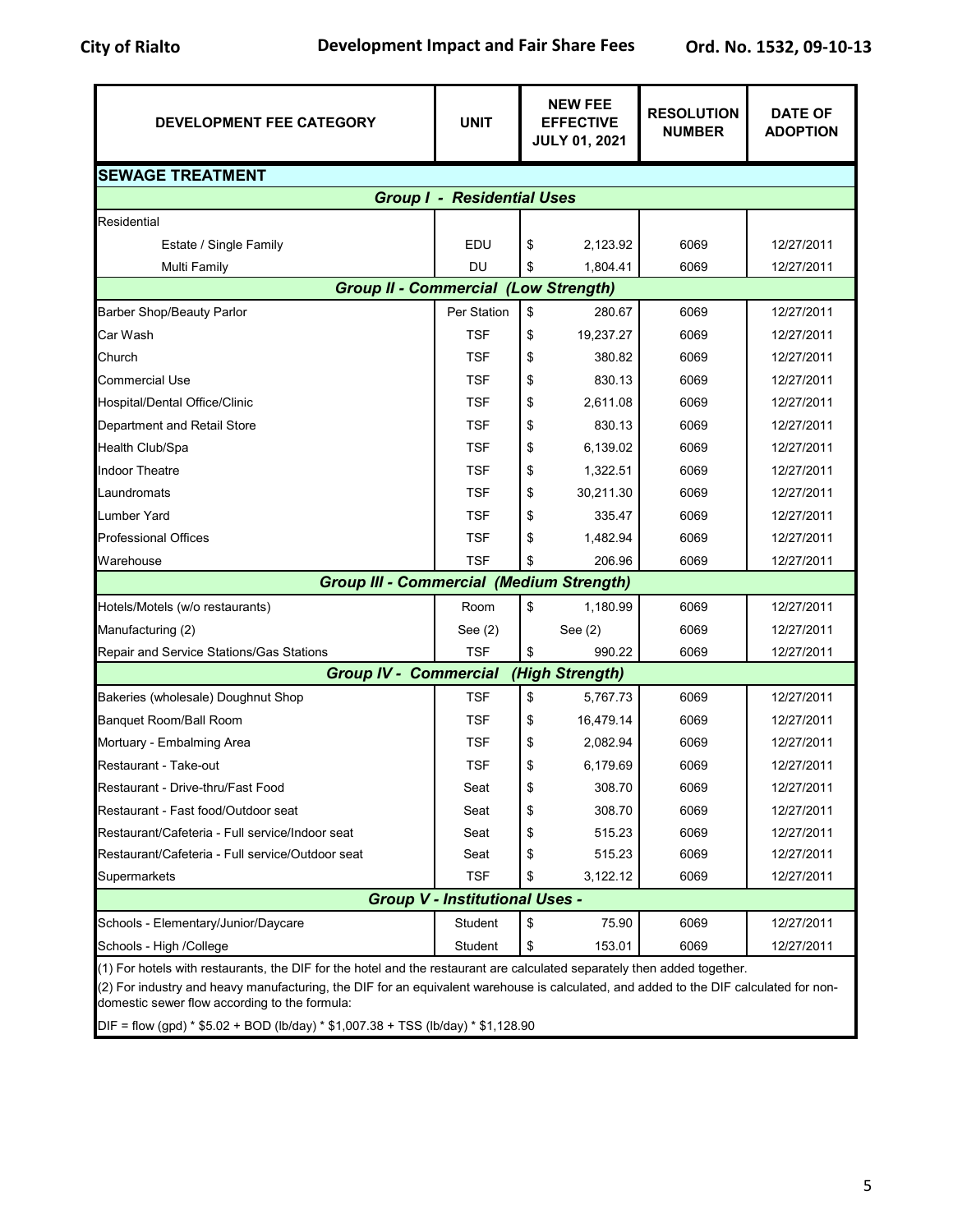| DEVELOPMENT FEE CATEGORY | UNIT | NEW FEE EFFECTIVE JULY 01, 2021 | RESOLUTION NUMBER | DATE OF ADOPTION |
|---|---|---|---|---|
| **SEWAGE TREATMENT** | | | | |
| ***Group I - Residential Uses*** | | | | |
| Residential | | | | |
| Estate / Single Family | EDU | $ 2,123.92 | 6069 | 12/27/2011 |
| Multi Family | DU | $ 1,804.41 | 6069 | 12/27/2011 |
| ***Group II - Commercial (Low Strength)*** | | | | |
| Barber Shop/Beauty Parlor | Per Station | $ 280.67 | 6069 | 12/27/2011 |
| Car Wash | TSF | $ 19,237.27 | 6069 | 12/27/2011 |
| Church | TSF | $ 380.82 | 6069 | 12/27/2011 |
| Commercial Use | TSF | $ 830.13 | 6069 | 12/27/2011 |
| Hospital/Dental Office/Clinic | TSF | $ 2,611.08 | 6069 | 12/27/2011 |
| Department and Retail Store | TSF | $ 830.13 | 6069 | 12/27/2011 |
| Health Club/Spa | TSF | $ 6,139.02 | 6069 | 12/27/2011 |
| Indoor Theatre | TSF | $ 1,322.51 | 6069 | 12/27/2011 |
| Laundromats | TSF | $ 30,211.30 | 6069 | 12/27/2011 |
| Lumber Yard | TSF | $ 335.47 | 6069 | 12/27/2011 |
| Professional Offices | TSF | $ 1,482.94 | 6069 | 12/27/2011 |
| Warehouse | TSF | $ 206.96 | 6069 | 12/27/2011 |
| ***Group III - Commercial (Medium Strength)*** | | | | |
| Hotels/Motels (w/o restaurants) | Room | $ 1,180.99 | 6069 | 12/27/2011 |
| Manufacturing (2) | See (2) | See (2) | 6069 | 12/27/2011 |
| Repair and Service Stations/Gas Stations | TSF | $ 990.22 | 6069 | 12/27/2011 |
| ***Group IV - Commercial (High Strength)*** | | | | |
| Bakeries (wholesale) Doughnut Shop | TSF | $ 5,767.73 | 6069 | 12/27/2011 |
| Banquet Room/Ball Room | TSF | $ 16,479.14 | 6069 | 12/27/2011 |
| Mortuary - Embalming Area | TSF | $ 2,082.94 | 6069 | 12/27/2011 |
| Restaurant - Take-out | TSF | $ 6,179.69 | 6069 | 12/27/2011 |
| Restaurant - Drive-thru/Fast Food | Seat | $ 308.70 | 6069 | 12/27/2011 |
| Restaurant - Fast food/Outdoor seat | Seat | $ 308.70 | 6069 | 12/27/2011 |
| Restaurant/Cafeteria - Full service/Indoor seat | Seat | $ 515.23 | 6069 | 12/27/2011 |
| Restaurant/Cafeteria - Full service/Outdoor seat | Seat | $ 515.23 | 6069 | 12/27/2011 |
| Supermarkets | TSF | $ 3,122.12 | 6069 | 12/27/2011 |
| ***Group V - Institutional Uses -*** | | | | |
| Schools - Elementary/Junior/Daycare | Student | $ 75.90 | 6069 | 12/27/2011 |
| Schools - High /College | Student | $ 153.01 | 6069 | 12/27/2011 |

(1) For hotels with restaurants, the DIF for the hotel and the restaurant are calculated separately then added together.

(2) For industry and heavy manufacturing, the DIF for an equivalent warehouse is calculated, and added to the DIF calculated for non-domestic sewer flow according to the formula:

DIF = flow (gpd) * $5.02 + BOD (lb/day) * $1,007.38 + TSS (lb/day) * $1,128.90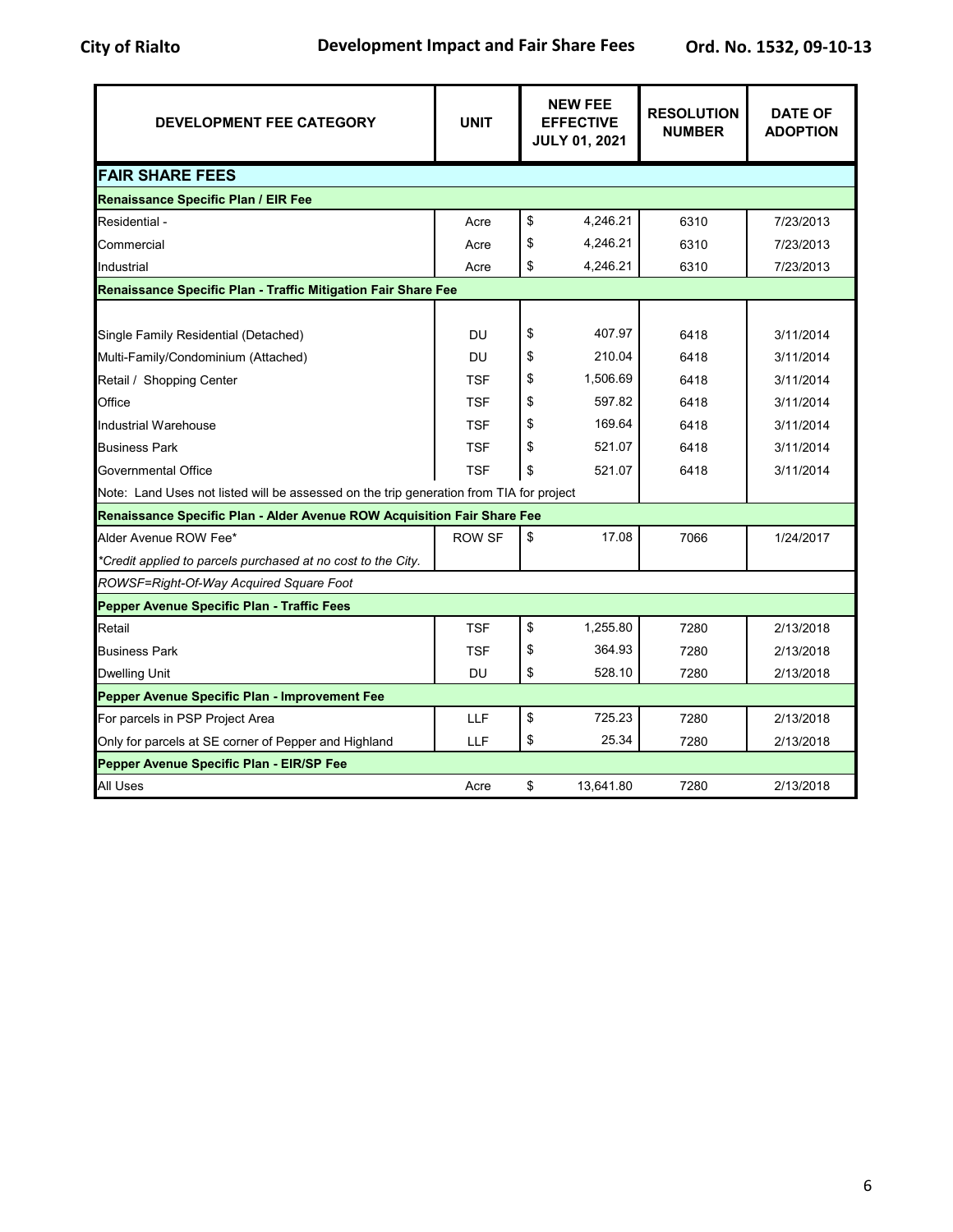| DEVELOPMENT FEE CATEGORY | UNIT | NEW FEE EFFECTIVE JULY 01, 2021 | RESOLUTION NUMBER | DATE OF ADOPTION |
|---|---|---|---|---|
| **FAIR SHARE FEES** | | | | |
| **Renaissance Specific Plan / EIR Fee** | | | | |
| Residential - | Acre | $ 4,246.21 | 6310 | 7/23/2013 |
| Commercial | Acre | $ 4,246.21 | 6310 | 7/23/2013 |
| Industrial | Acre | $ 4,246.21 | 6310 | 7/23/2013 |
| **Renaissance Specific Plan - Traffic Mitigation Fair Share Fee** | | | | |
| Single Family Residential (Detached) | DU | $ 407.97 | 6418 | 3/11/2014 |
| Multi-Family/Condominium (Attached) | DU | $ 210.04 | 6418 | 3/11/2014 |
| Retail / Shopping Center | TSF | $ 1,506.69 | 6418 | 3/11/2014 |
| Office | TSF | $ 597.82 | 6418 | 3/11/2014 |
| Industrial Warehouse | TSF | $ 169.64 | 6418 | 3/11/2014 |
| Business Park | TSF | $ 521.07 | 6418 | 3/11/2014 |
| Governmental Office | TSF | $ 521.07 | 6418 | 3/11/2014 |
| Note: Land Uses not listed will be assessed on the trip generation from TIA for project | | | | |
| **Renaissance Specific Plan - Alder Avenue ROW Acquisition Fair Share Fee** | | | | |
| Alder Avenue ROW Fee* | ROW SF | $ 17.08 | 7066 | 1/24/2017 |
| *\*Credit applied to parcels purchased at no cost to the City.* | | | | |
| *ROWSF=Right-Of-Way Acquired Square Foot* | | | | |
| **Pepper Avenue Specific Plan - Traffic Fees** | | | | |
| Retail | TSF | $ 1,255.80 | 7280 | 2/13/2018 |
| Business Park | TSF | $ 364.93 | 7280 | 2/13/2018 |
| Dwelling Unit | DU | $ 528.10 | 7280 | 2/13/2018 |
| **Pepper Avenue Specific Plan - Improvement Fee** | | | | |
| For parcels in PSP Project Area | LLF | $ 725.23 | 7280 | 2/13/2018 |
| Only for parcels at SE corner of Pepper and Highland | LLF | $ 25.34 | 7280 | 2/13/2018 |
| **Pepper Avenue Specific Plan - EIR/SP Fee** | | | | |
| All Uses | Acre | $ 13,641.80 | 7280 | 2/13/2018 |